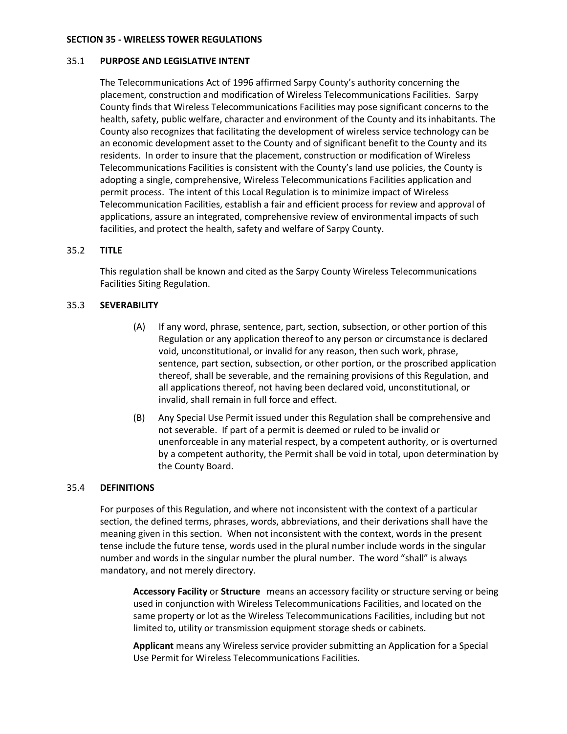# SECTION 35 - WIRELESS TOWER REGULATIONS

## 35.1 PURPOSE AND LEGISLATIVE INTENT

The Telecommunications Act of 1996 affirmed Sarpy County's authority concerning the placement, construction and modification of Wireless Telecommunications Facilities. Sarpy County finds that Wireless Telecommunications Facilities may pose significant concerns to the health, safety, public welfare, character and environment of the County and its inhabitants. The County also recognizes that facilitating the development of wireless service technology can be an economic development asset to the County and of significant benefit to the County and its residents. In order to insure that the placement, construction or modification of Wireless Telecommunications Facilities is consistent with the County's land use policies, the County is adopting a single, comprehensive, Wireless Telecommunications Facilities application and permit process. The intent of this Local Regulation is to minimize impact of Wireless Telecommunication Facilities, establish a fair and efficient process for review and approval of applications, assure an integrated, comprehensive review of environmental impacts of such facilities, and protect the health, safety and welfare of Sarpy County.

## 35.2 TITLE

This regulation shall be known and cited as the Sarpy County Wireless Telecommunications Facilities Siting Regulation.

## 35.3 SEVERABILITY

(A) If any word, phrase, sentence, part, section, subsection, or other portion of this Regulation or any application thereof to any person or circumstance is declared void, unconstitutional, or invalid for any reason, then such work, phrase, sentence, part section, subsection, or other portion, or the proscribed application thereof, shall be severable, and the remaining provisions of this Regulation, and all applications thereof, not having been declared void, unconstitutional, or invalid, shall remain in full force and effect.

(B) Any Special Use Permit issued under this Regulation shall be comprehensive and not severable. If part of a permit is deemed or ruled to be invalid or unenforceable in any material respect, by a competent authority, or is overturned by a competent authority, the Permit shall be void in total, upon determination by the County Board.

## 35.4 DEFINITIONS

For purposes of this Regulation, and where not inconsistent with the context of a particular section, the defined terms, phrases, words, abbreviations, and their derivations shall have the meaning given in this section. When not inconsistent with the context, words in the present tense include the future tense, words used in the plural number include words in the singular number and words in the singular number the plural number. The word "shall" is always mandatory, and not merely directory.

**Accessory Facility** or **Structure** means an accessory facility or structure serving or being used in conjunction with Wireless Telecommunications Facilities, and located on the same property or lot as the Wireless Telecommunications Facilities, including but not limited to, utility or transmission equipment storage sheds or cabinets.

**Applicant** means any Wireless service provider submitting an Application for a Special Use Permit for Wireless Telecommunications Facilities.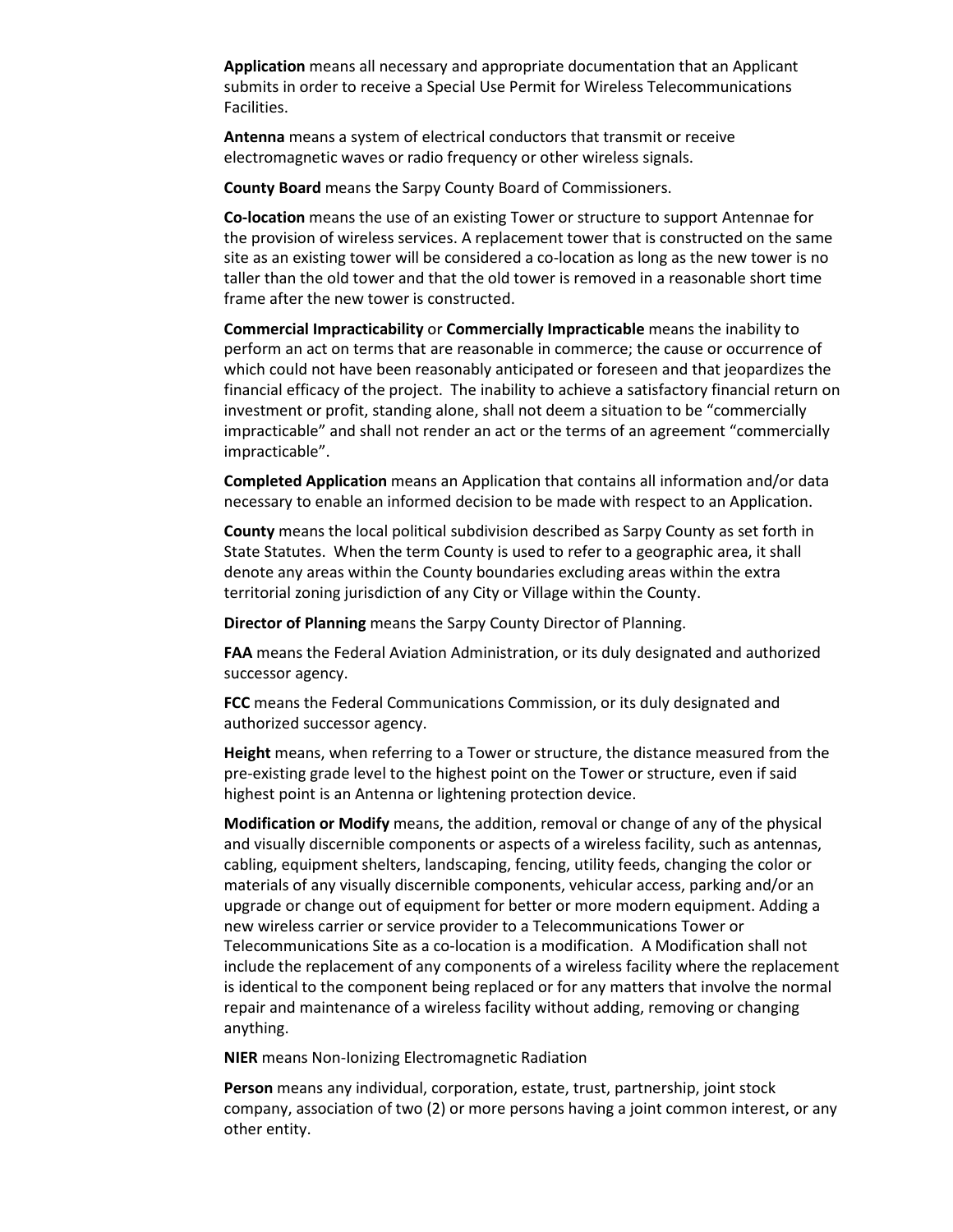**Application** means all necessary and appropriate documentation that an Applicant submits in order to receive a Special Use Permit for Wireless Telecommunications Facilities.

**Antenna** means a system of electrical conductors that transmit or receive electromagnetic waves or radio frequency or other wireless signals.

**County Board** means the Sarpy County Board of Commissioners.

**Co-location** means the use of an existing Tower or structure to support Antennae for the provision of wireless services. A replacement tower that is constructed on the same site as an existing tower will be considered a co-location as long as the new tower is no taller than the old tower and that the old tower is removed in a reasonable short time frame after the new tower is constructed.

**Commercial Impracticability** or **Commercially Impracticable** means the inability to perform an act on terms that are reasonable in commerce; the cause or occurrence of which could not have been reasonably anticipated or foreseen and that jeopardizes the financial efficacy of the project. The inability to achieve a satisfactory financial return on investment or profit, standing alone, shall not deem a situation to be "commercially impracticable" and shall not render an act or the terms of an agreement "commercially impracticable".

**Completed Application** means an Application that contains all information and/or data necessary to enable an informed decision to be made with respect to an Application.

**County** means the local political subdivision described as Sarpy County as set forth in State Statutes. When the term County is used to refer to a geographic area, it shall denote any areas within the County boundaries excluding areas within the extra territorial zoning jurisdiction of any City or Village within the County.

**Director of Planning** means the Sarpy County Director of Planning.

**FAA** means the Federal Aviation Administration, or its duly designated and authorized successor agency.

**FCC** means the Federal Communications Commission, or its duly designated and authorized successor agency.

**Height** means, when referring to a Tower or structure, the distance measured from the pre-existing grade level to the highest point on the Tower or structure, even if said highest point is an Antenna or lightening protection device.

**Modification or Modify** means, the addition, removal or change of any of the physical and visually discernible components or aspects of a wireless facility, such as antennas, cabling, equipment shelters, landscaping, fencing, utility feeds, changing the color or materials of any visually discernible components, vehicular access, parking and/or an upgrade or change out of equipment for better or more modern equipment. Adding a new wireless carrier or service provider to a Telecommunications Tower or Telecommunications Site as a co-location is a modification. A Modification shall not include the replacement of any components of a wireless facility where the replacement is identical to the component being replaced or for any matters that involve the normal repair and maintenance of a wireless facility without adding, removing or changing anything.

**NIER** means Non-Ionizing Electromagnetic Radiation

**Person** means any individual, corporation, estate, trust, partnership, joint stock company, association of two (2) or more persons having a joint common interest, or any other entity.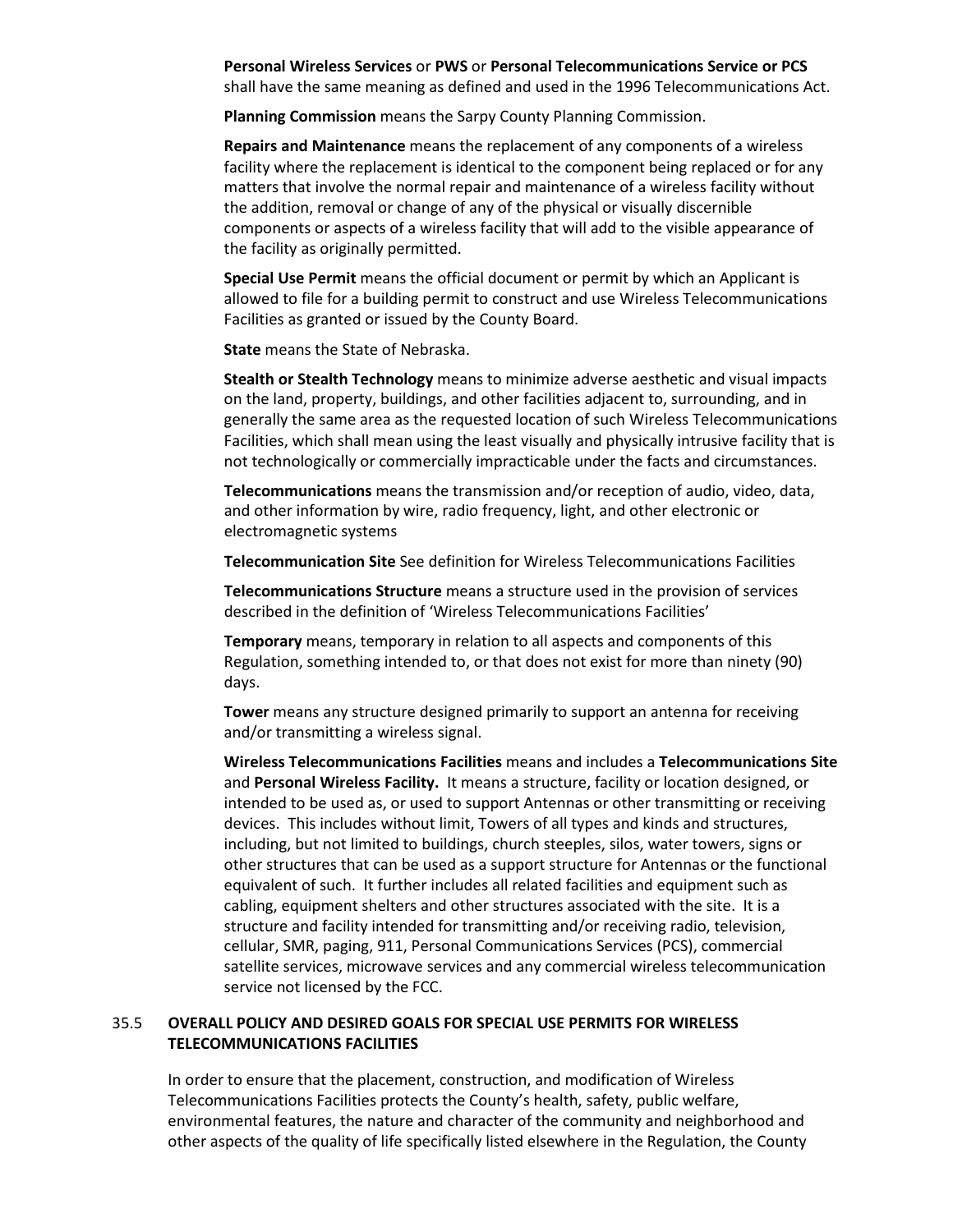**Personal Wireless Services** or **PWS** or **Personal Telecommunications Service or PCS** shall have the same meaning as defined and used in the 1996 Telecommunications Act.

**Planning Commission** means the Sarpy County Planning Commission.

**Repairs and Maintenance** means the replacement of any components of a wireless facility where the replacement is identical to the component being replaced or for any matters that involve the normal repair and maintenance of a wireless facility without the addition, removal or change of any of the physical or visually discernible components or aspects of a wireless facility that will add to the visible appearance of the facility as originally permitted.

**Special Use Permit** means the official document or permit by which an Applicant is allowed to file for a building permit to construct and use Wireless Telecommunications Facilities as granted or issued by the County Board.

**State** means the State of Nebraska.

**Stealth or Stealth Technology** means to minimize adverse aesthetic and visual impacts on the land, property, buildings, and other facilities adjacent to, surrounding, and in generally the same area as the requested location of such Wireless Telecommunications Facilities, which shall mean using the least visually and physically intrusive facility that is not technologically or commercially impracticable under the facts and circumstances.

**Telecommunications** means the transmission and/or reception of audio, video, data, and other information by wire, radio frequency, light, and other electronic or electromagnetic systems

**Telecommunication Site** See definition for Wireless Telecommunications Facilities

**Telecommunications Structure** means a structure used in the provision of services described in the definition of 'Wireless Telecommunications Facilities'

**Temporary** means, temporary in relation to all aspects and components of this Regulation, something intended to, or that does not exist for more than ninety (90) days.

**Tower** means any structure designed primarily to support an antenna for receiving and/or transmitting a wireless signal.

**Wireless Telecommunications Facilities** means and includes a **Telecommunications Site** and **Personal Wireless Facility.** It means a structure, facility or location designed, or intended to be used as, or used to support Antennas or other transmitting or receiving devices. This includes without limit, Towers of all types and kinds and structures, including, but not limited to buildings, church steeples, silos, water towers, signs or other structures that can be used as a support structure for Antennas or the functional equivalent of such. It further includes all related facilities and equipment such as cabling, equipment shelters and other structures associated with the site. It is a structure and facility intended for transmitting and/or receiving radio, television, cellular, SMR, paging, 911, Personal Communications Services (PCS), commercial satellite services, microwave services and any commercial wireless telecommunication service not licensed by the FCC.

## 35.5 OVERALL POLICY AND DESIRED GOALS FOR SPECIAL USE PERMITS FOR WIRELESS TELECOMMUNICATIONS FACILITIES

In order to ensure that the placement, construction, and modification of Wireless Telecommunications Facilities protects the County's health, safety, public welfare, environmental features, the nature and character of the community and neighborhood and other aspects of the quality of life specifically listed elsewhere in the Regulation, the County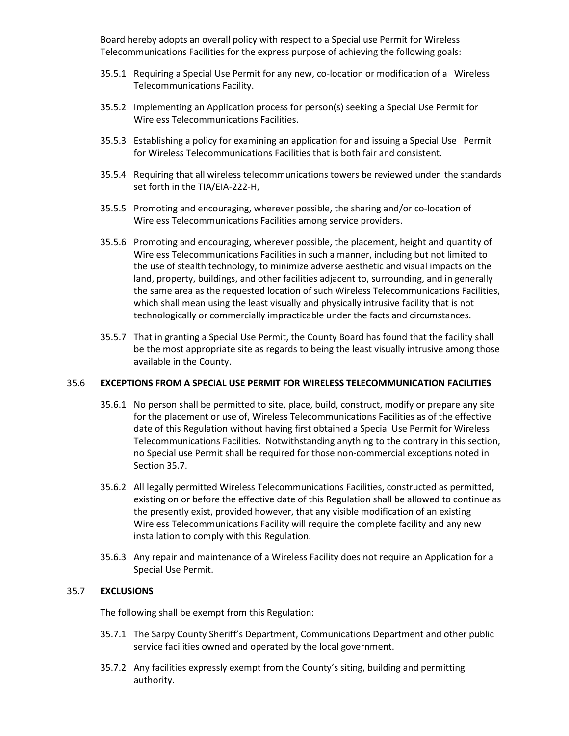Board hereby adopts an overall policy with respect to a Special use Permit for Wireless Telecommunications Facilities for the express purpose of achieving the following goals:

35.5.1 Requiring a Special Use Permit for any new, co-location or modification of a Wireless Telecommunications Facility.

35.5.2 Implementing an Application process for person(s) seeking a Special Use Permit for Wireless Telecommunications Facilities.

35.5.3 Establishing a policy for examining an application for and issuing a Special Use Permit for Wireless Telecommunications Facilities that is both fair and consistent.

35.5.4 Requiring that all wireless telecommunications towers be reviewed under the standards set forth in the TIA/EIA-222-H,

35.5.5 Promoting and encouraging, wherever possible, the sharing and/or co-location of Wireless Telecommunications Facilities among service providers.

35.5.6 Promoting and encouraging, wherever possible, the placement, height and quantity of Wireless Telecommunications Facilities in such a manner, including but not limited to the use of stealth technology, to minimize adverse aesthetic and visual impacts on the land, property, buildings, and other facilities adjacent to, surrounding, and in generally the same area as the requested location of such Wireless Telecommunications Facilities, which shall mean using the least visually and physically intrusive facility that is not technologically or commercially impracticable under the facts and circumstances.

35.5.7 That in granting a Special Use Permit, the County Board has found that the facility shall be the most appropriate site as regards to being the least visually intrusive among those available in the County.

## 35.6 EXCEPTIONS FROM A SPECIAL USE PERMIT FOR WIRELESS TELECOMMUNICATION FACILITIES

35.6.1 No person shall be permitted to site, place, build, construct, modify or prepare any site for the placement or use of, Wireless Telecommunications Facilities as of the effective date of this Regulation without having first obtained a Special Use Permit for Wireless Telecommunications Facilities. Notwithstanding anything to the contrary in this section, no Special use Permit shall be required for those non-commercial exceptions noted in Section 35.7.

35.6.2 All legally permitted Wireless Telecommunications Facilities, constructed as permitted, existing on or before the effective date of this Regulation shall be allowed to continue as the presently exist, provided however, that any visible modification of an existing Wireless Telecommunications Facility will require the complete facility and any new installation to comply with this Regulation.

35.6.3 Any repair and maintenance of a Wireless Facility does not require an Application for a Special Use Permit.

## 35.7 EXCLUSIONS

The following shall be exempt from this Regulation:

35.7.1 The Sarpy County Sheriff's Department, Communications Department and other public service facilities owned and operated by the local government.

35.7.2 Any facilities expressly exempt from the County's siting, building and permitting authority.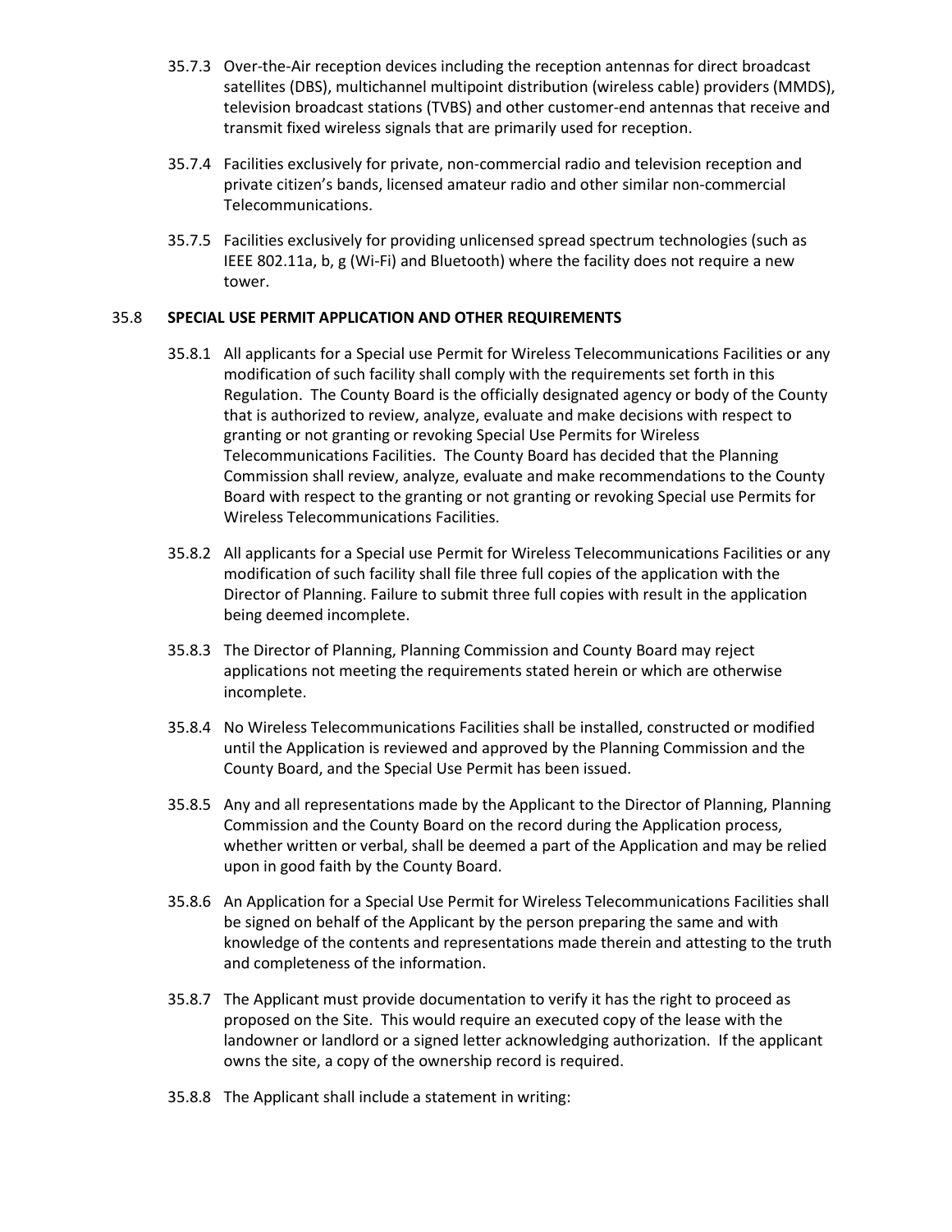35.7.3 Over-the-Air reception devices including the reception antennas for direct broadcast satellites (DBS), multichannel multipoint distribution (wireless cable) providers (MMDS), television broadcast stations (TVBS) and other customer-end antennas that receive and transmit fixed wireless signals that are primarily used for reception.

35.7.4 Facilities exclusively for private, non-commercial radio and television reception and private citizen's bands, licensed amateur radio and other similar non-commercial Telecommunications.

35.7.5 Facilities exclusively for providing unlicensed spread spectrum technologies (such as IEEE 802.11a, b, g (Wi-Fi) and Bluetooth) where the facility does not require a new tower.

## 35.8 SPECIAL USE PERMIT APPLICATION AND OTHER REQUIREMENTS

35.8.1 All applicants for a Special use Permit for Wireless Telecommunications Facilities or any modification of such facility shall comply with the requirements set forth in this Regulation. The County Board is the officially designated agency or body of the County that is authorized to review, analyze, evaluate and make decisions with respect to granting or not granting or revoking Special Use Permits for Wireless Telecommunications Facilities. The County Board has decided that the Planning Commission shall review, analyze, evaluate and make recommendations to the County Board with respect to the granting or not granting or revoking Special use Permits for Wireless Telecommunications Facilities.

35.8.2 All applicants for a Special use Permit for Wireless Telecommunications Facilities or any modification of such facility shall file three full copies of the application with the Director of Planning. Failure to submit three full copies with result in the application being deemed incomplete.

35.8.3 The Director of Planning, Planning Commission and County Board may reject applications not meeting the requirements stated herein or which are otherwise incomplete.

35.8.4 No Wireless Telecommunications Facilities shall be installed, constructed or modified until the Application is reviewed and approved by the Planning Commission and the County Board, and the Special Use Permit has been issued.

35.8.5 Any and all representations made by the Applicant to the Director of Planning, Planning Commission and the County Board on the record during the Application process, whether written or verbal, shall be deemed a part of the Application and may be relied upon in good faith by the County Board.

35.8.6 An Application for a Special Use Permit for Wireless Telecommunications Facilities shall be signed on behalf of the Applicant by the person preparing the same and with knowledge of the contents and representations made therein and attesting to the truth and completeness of the information.

35.8.7 The Applicant must provide documentation to verify it has the right to proceed as proposed on the Site. This would require an executed copy of the lease with the landowner or landlord or a signed letter acknowledging authorization. If the applicant owns the site, a copy of the ownership record is required.

35.8.8 The Applicant shall include a statement in writing: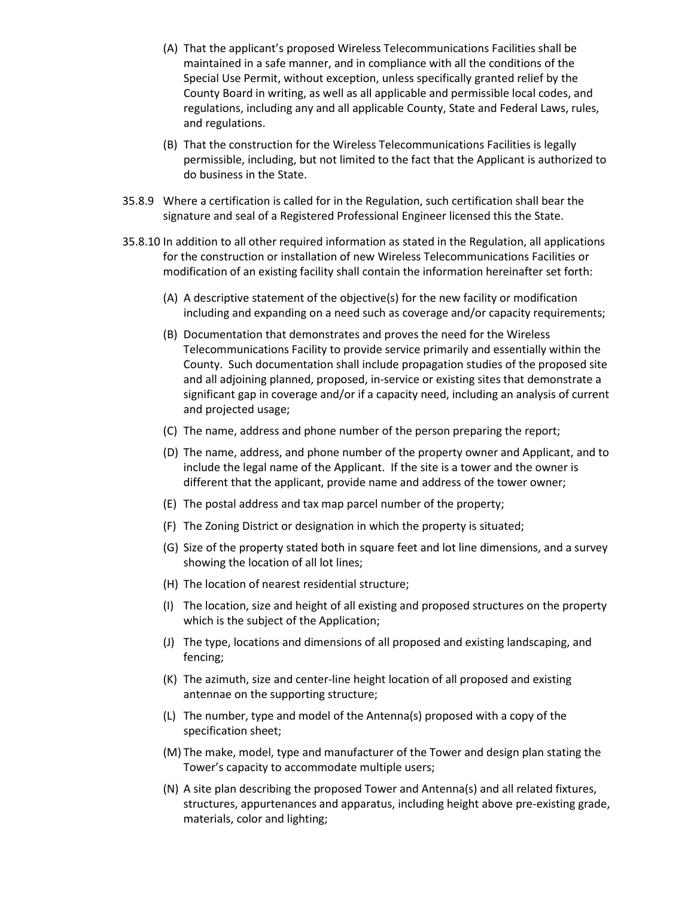(A) That the applicant's proposed Wireless Telecommunications Facilities shall be maintained in a safe manner, and in compliance with all the conditions of the Special Use Permit, without exception, unless specifically granted relief by the County Board in writing, as well as all applicable and permissible local codes, and regulations, including any and all applicable County, State and Federal Laws, rules, and regulations.

(B) That the construction for the Wireless Telecommunications Facilities is legally permissible, including, but not limited to the fact that the Applicant is authorized to do business in the State.

35.8.9 Where a certification is called for in the Regulation, such certification shall bear the signature and seal of a Registered Professional Engineer licensed this the State.

35.8.10 In addition to all other required information as stated in the Regulation, all applications for the construction or installation of new Wireless Telecommunications Facilities or modification of an existing facility shall contain the information hereinafter set forth:

(A) A descriptive statement of the objective(s) for the new facility or modification including and expanding on a need such as coverage and/or capacity requirements;

(B) Documentation that demonstrates and proves the need for the Wireless Telecommunications Facility to provide service primarily and essentially within the County. Such documentation shall include propagation studies of the proposed site and all adjoining planned, proposed, in-service or existing sites that demonstrate a significant gap in coverage and/or if a capacity need, including an analysis of current and projected usage;

(C) The name, address and phone number of the person preparing the report;

(D) The name, address, and phone number of the property owner and Applicant, and to include the legal name of the Applicant. If the site is a tower and the owner is different that the applicant, provide name and address of the tower owner;

(E) The postal address and tax map parcel number of the property;

(F) The Zoning District or designation in which the property is situated;

(G) Size of the property stated both in square feet and lot line dimensions, and a survey showing the location of all lot lines;

(H) The location of nearest residential structure;

(I) The location, size and height of all existing and proposed structures on the property which is the subject of the Application;

(J) The type, locations and dimensions of all proposed and existing landscaping, and fencing;

(K) The azimuth, size and center-line height location of all proposed and existing antennae on the supporting structure;

(L) The number, type and model of the Antenna(s) proposed with a copy of the specification sheet;

(M) The make, model, type and manufacturer of the Tower and design plan stating the Tower's capacity to accommodate multiple users;

(N) A site plan describing the proposed Tower and Antenna(s) and all related fixtures, structures, appurtenances and apparatus, including height above pre-existing grade, materials, color and lighting;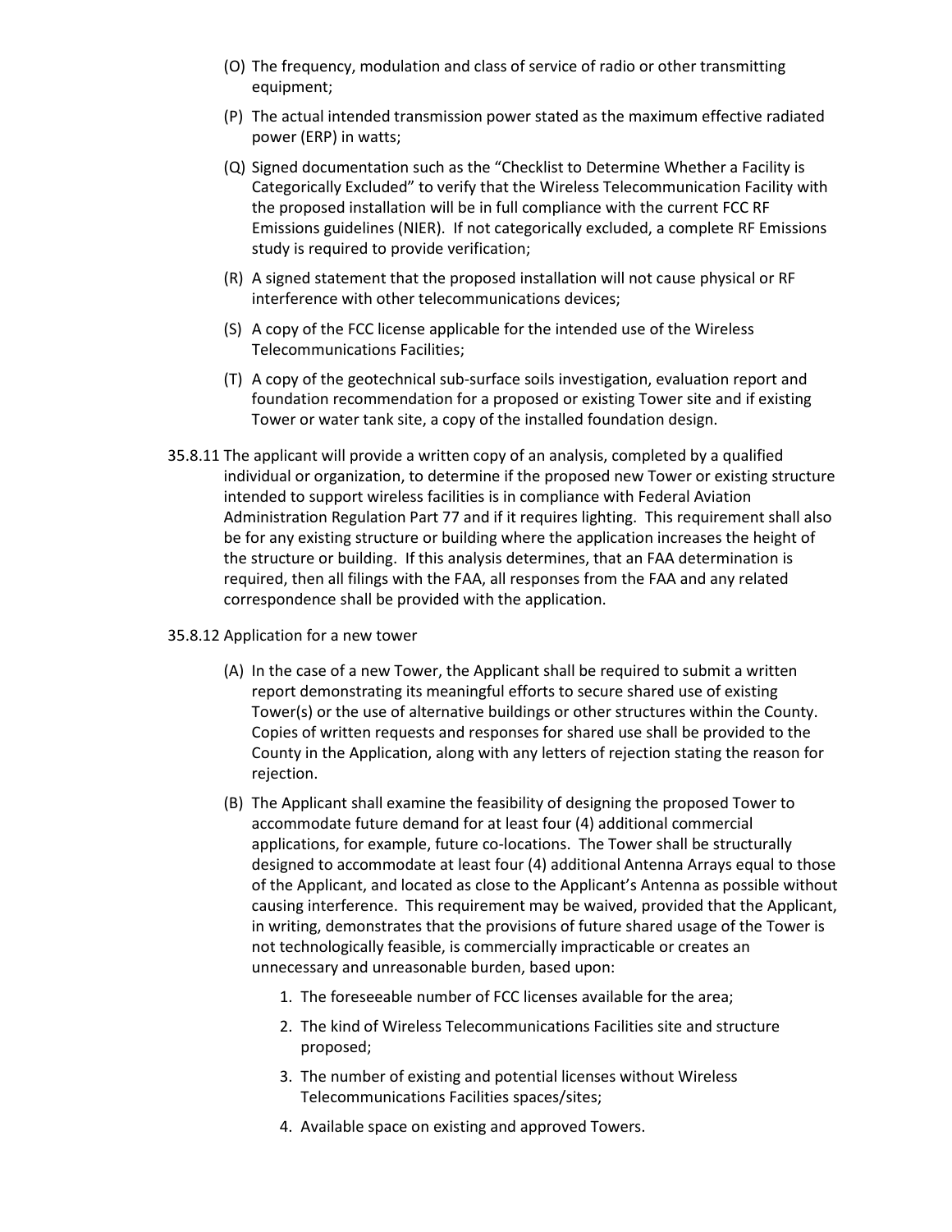(O) The frequency, modulation and class of service of radio or other transmitting equipment;

(P) The actual intended transmission power stated as the maximum effective radiated power (ERP) in watts;

(Q) Signed documentation such as the "Checklist to Determine Whether a Facility is Categorically Excluded" to verify that the Wireless Telecommunication Facility with the proposed installation will be in full compliance with the current FCC RF Emissions guidelines (NIER). If not categorically excluded, a complete RF Emissions study is required to provide verification;

(R) A signed statement that the proposed installation will not cause physical or RF interference with other telecommunications devices;

(S) A copy of the FCC license applicable for the intended use of the Wireless Telecommunications Facilities;

(T) A copy of the geotechnical sub-surface soils investigation, evaluation report and foundation recommendation for a proposed or existing Tower site and if existing Tower or water tank site, a copy of the installed foundation design.

35.8.11 The applicant will provide a written copy of an analysis, completed by a qualified individual or organization, to determine if the proposed new Tower or existing structure intended to support wireless facilities is in compliance with Federal Aviation Administration Regulation Part 77 and if it requires lighting. This requirement shall also be for any existing structure or building where the application increases the height of the structure or building. If this analysis determines, that an FAA determination is required, then all filings with the FAA, all responses from the FAA and any related correspondence shall be provided with the application.

35.8.12 Application for a new tower

(A) In the case of a new Tower, the Applicant shall be required to submit a written report demonstrating its meaningful efforts to secure shared use of existing Tower(s) or the use of alternative buildings or other structures within the County. Copies of written requests and responses for shared use shall be provided to the County in the Application, along with any letters of rejection stating the reason for rejection.

(B) The Applicant shall examine the feasibility of designing the proposed Tower to accommodate future demand for at least four (4) additional commercial applications, for example, future co-locations. The Tower shall be structurally designed to accommodate at least four (4) additional Antenna Arrays equal to those of the Applicant, and located as close to the Applicant's Antenna as possible without causing interference. This requirement may be waived, provided that the Applicant, in writing, demonstrates that the provisions of future shared usage of the Tower is not technologically feasible, is commercially impracticable or creates an unnecessary and unreasonable burden, based upon:

1. The foreseeable number of FCC licenses available for the area;
2. The kind of Wireless Telecommunications Facilities site and structure proposed;
3. The number of existing and potential licenses without Wireless Telecommunications Facilities spaces/sites;
4. Available space on existing and approved Towers.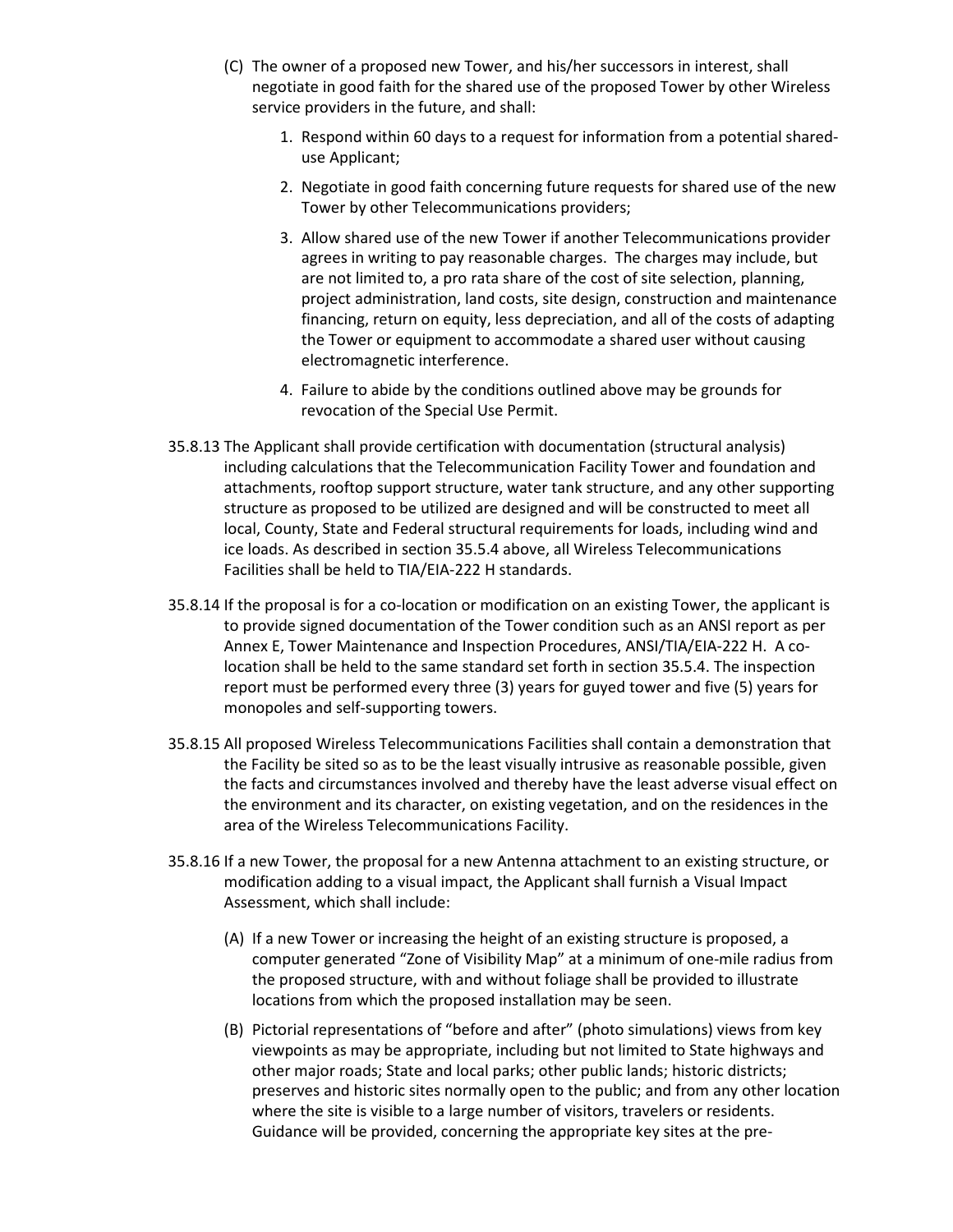(C) The owner of a proposed new Tower, and his/her successors in interest, shall negotiate in good faith for the shared use of the proposed Tower by other Wireless service providers in the future, and shall:

1. Respond within 60 days to a request for information from a potential shared-use Applicant;
2. Negotiate in good faith concerning future requests for shared use of the new Tower by other Telecommunications providers;
3. Allow shared use of the new Tower if another Telecommunications provider agrees in writing to pay reasonable charges. The charges may include, but are not limited to, a pro rata share of the cost of site selection, planning, project administration, land costs, site design, construction and maintenance financing, return on equity, less depreciation, and all of the costs of adapting the Tower or equipment to accommodate a shared user without causing electromagnetic interference.
4. Failure to abide by the conditions outlined above may be grounds for revocation of the Special Use Permit.

35.8.13 The Applicant shall provide certification with documentation (structural analysis) including calculations that the Telecommunication Facility Tower and foundation and attachments, rooftop support structure, water tank structure, and any other supporting structure as proposed to be utilized are designed and will be constructed to meet all local, County, State and Federal structural requirements for loads, including wind and ice loads. As described in section 35.5.4 above, all Wireless Telecommunications Facilities shall be held to TIA/EIA-222 H standards.

35.8.14 If the proposal is for a co-location or modification on an existing Tower, the applicant is to provide signed documentation of the Tower condition such as an ANSI report as per Annex E, Tower Maintenance and Inspection Procedures, ANSI/TIA/EIA-222 H. A co-location shall be held to the same standard set forth in section 35.5.4. The inspection report must be performed every three (3) years for guyed tower and five (5) years for monopoles and self-supporting towers.

35.8.15 All proposed Wireless Telecommunications Facilities shall contain a demonstration that the Facility be sited so as to be the least visually intrusive as reasonable possible, given the facts and circumstances involved and thereby have the least adverse visual effect on the environment and its character, on existing vegetation, and on the residences in the area of the Wireless Telecommunications Facility.

35.8.16 If a new Tower, the proposal for a new Antenna attachment to an existing structure, or modification adding to a visual impact, the Applicant shall furnish a Visual Impact Assessment, which shall include:

(A) If a new Tower or increasing the height of an existing structure is proposed, a computer generated "Zone of Visibility Map" at a minimum of one-mile radius from the proposed structure, with and without foliage shall be provided to illustrate locations from which the proposed installation may be seen.

(B) Pictorial representations of "before and after" (photo simulations) views from key viewpoints as may be appropriate, including but not limited to State highways and other major roads; State and local parks; other public lands; historic districts; preserves and historic sites normally open to the public; and from any other location where the site is visible to a large number of visitors, travelers or residents. Guidance will be provided, concerning the appropriate key sites at the pre-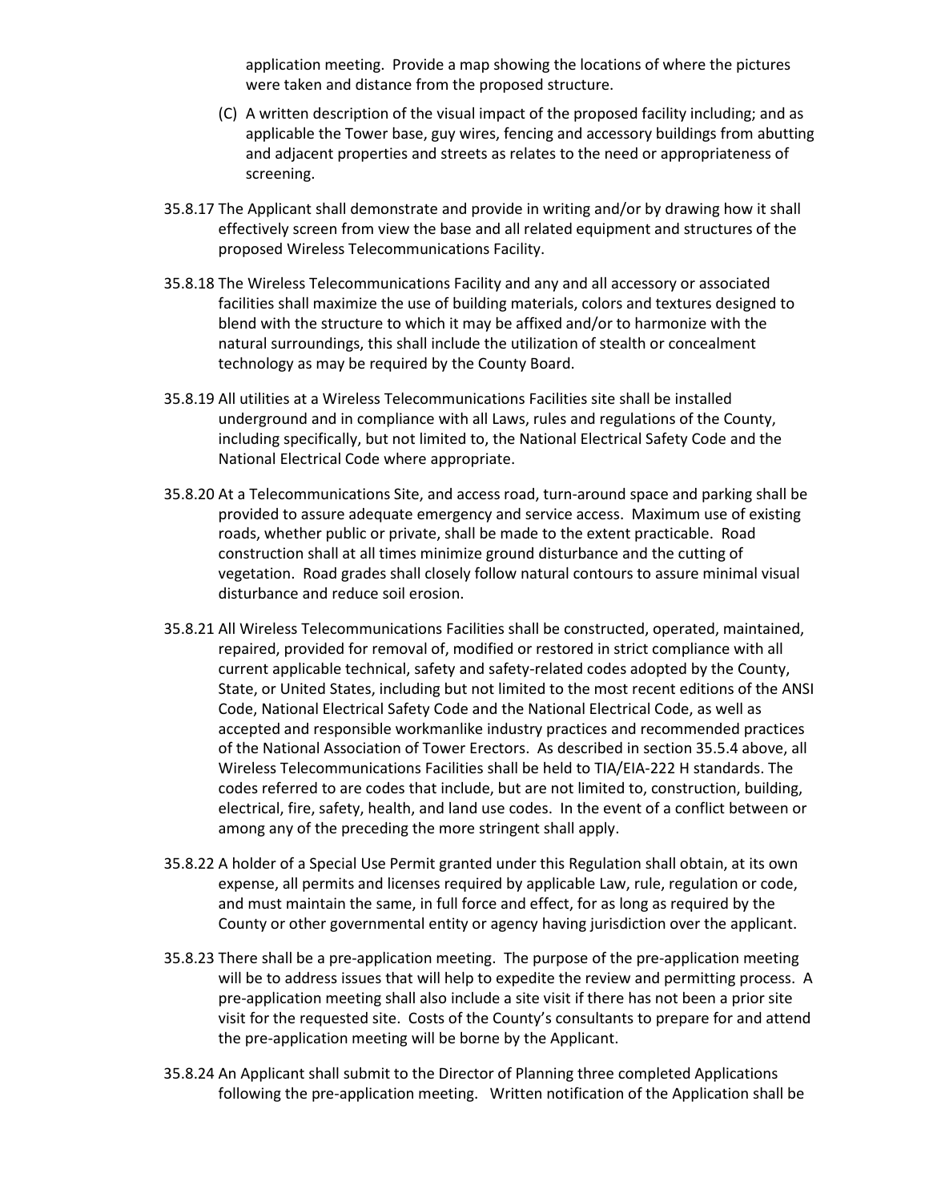application meeting. Provide a map showing the locations of where the pictures were taken and distance from the proposed structure.

(C) A written description of the visual impact of the proposed facility including; and as applicable the Tower base, guy wires, fencing and accessory buildings from abutting and adjacent properties and streets as relates to the need or appropriateness of screening.

35.8.17 The Applicant shall demonstrate and provide in writing and/or by drawing how it shall effectively screen from view the base and all related equipment and structures of the proposed Wireless Telecommunications Facility.

35.8.18 The Wireless Telecommunications Facility and any and all accessory or associated facilities shall maximize the use of building materials, colors and textures designed to blend with the structure to which it may be affixed and/or to harmonize with the natural surroundings, this shall include the utilization of stealth or concealment technology as may be required by the County Board.

35.8.19 All utilities at a Wireless Telecommunications Facilities site shall be installed underground and in compliance with all Laws, rules and regulations of the County, including specifically, but not limited to, the National Electrical Safety Code and the National Electrical Code where appropriate.

35.8.20 At a Telecommunications Site, and access road, turn-around space and parking shall be provided to assure adequate emergency and service access. Maximum use of existing roads, whether public or private, shall be made to the extent practicable. Road construction shall at all times minimize ground disturbance and the cutting of vegetation. Road grades shall closely follow natural contours to assure minimal visual disturbance and reduce soil erosion.

35.8.21 All Wireless Telecommunications Facilities shall be constructed, operated, maintained, repaired, provided for removal of, modified or restored in strict compliance with all current applicable technical, safety and safety-related codes adopted by the County, State, or United States, including but not limited to the most recent editions of the ANSI Code, National Electrical Safety Code and the National Electrical Code, as well as accepted and responsible workmanlike industry practices and recommended practices of the National Association of Tower Erectors. As described in section 35.5.4 above, all Wireless Telecommunications Facilities shall be held to TIA/EIA-222 H standards. The codes referred to are codes that include, but are not limited to, construction, building, electrical, fire, safety, health, and land use codes. In the event of a conflict between or among any of the preceding the more stringent shall apply.

35.8.22 A holder of a Special Use Permit granted under this Regulation shall obtain, at its own expense, all permits and licenses required by applicable Law, rule, regulation or code, and must maintain the same, in full force and effect, for as long as required by the County or other governmental entity or agency having jurisdiction over the applicant.

35.8.23 There shall be a pre-application meeting. The purpose of the pre-application meeting will be to address issues that will help to expedite the review and permitting process. A pre-application meeting shall also include a site visit if there has not been a prior site visit for the requested site. Costs of the County's consultants to prepare for and attend the pre-application meeting will be borne by the Applicant.

35.8.24 An Applicant shall submit to the Director of Planning three completed Applications following the pre-application meeting. Written notification of the Application shall be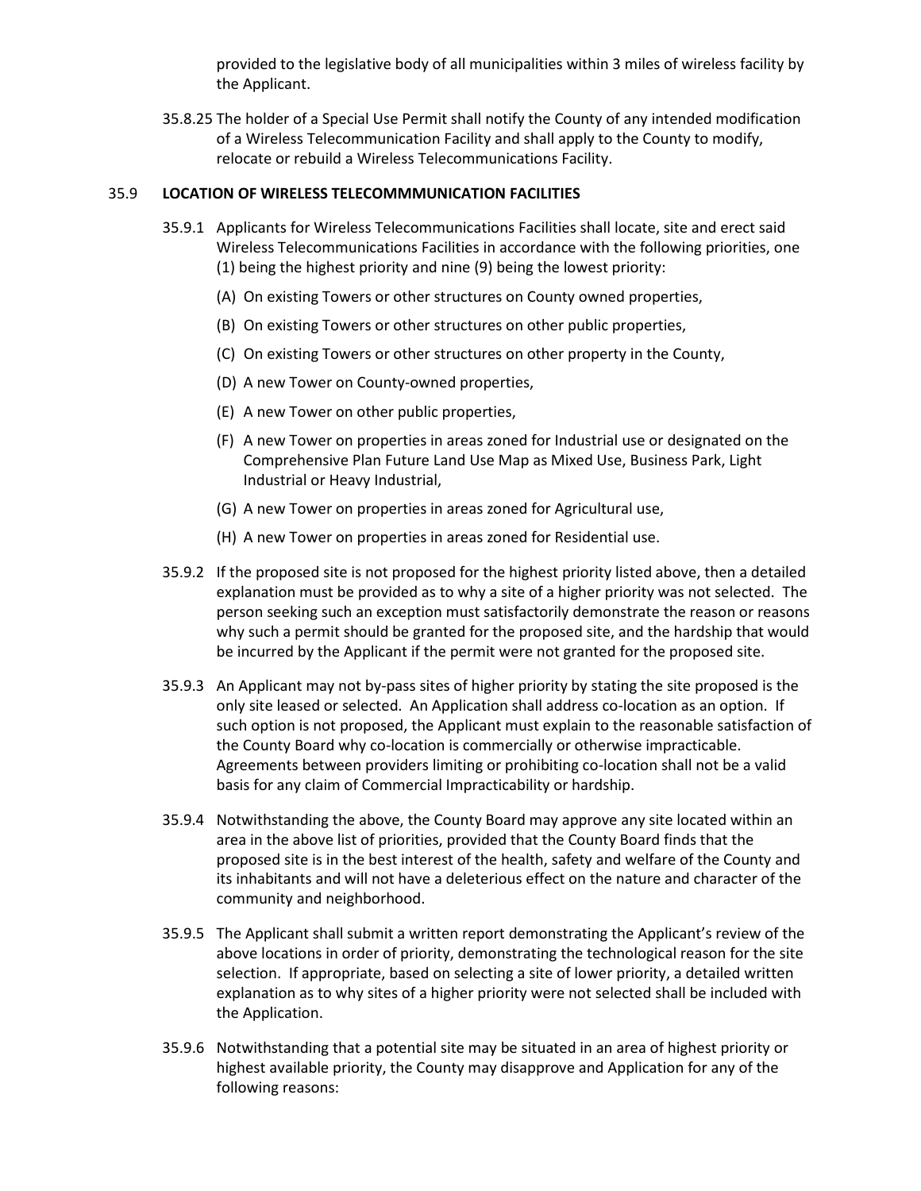provided to the legislative body of all municipalities within 3 miles of wireless facility by the Applicant.

35.8.25 The holder of a Special Use Permit shall notify the County of any intended modification of a Wireless Telecommunication Facility and shall apply to the County to modify, relocate or rebuild a Wireless Telecommunications Facility.

## 35.9 LOCATION OF WIRELESS TELECOMMMUNICATION FACILITIES

35.9.1 Applicants for Wireless Telecommunications Facilities shall locate, site and erect said Wireless Telecommunications Facilities in accordance with the following priorities, one (1) being the highest priority and nine (9) being the lowest priority:

(A) On existing Towers or other structures on County owned properties,

(B) On existing Towers or other structures on other public properties,

(C) On existing Towers or other structures on other property in the County,

(D) A new Tower on County-owned properties,

(E) A new Tower on other public properties,

(F) A new Tower on properties in areas zoned for Industrial use or designated on the Comprehensive Plan Future Land Use Map as Mixed Use, Business Park, Light Industrial or Heavy Industrial,

(G) A new Tower on properties in areas zoned for Agricultural use,

(H) A new Tower on properties in areas zoned for Residential use.

35.9.2 If the proposed site is not proposed for the highest priority listed above, then a detailed explanation must be provided as to why a site of a higher priority was not selected. The person seeking such an exception must satisfactorily demonstrate the reason or reasons why such a permit should be granted for the proposed site, and the hardship that would be incurred by the Applicant if the permit were not granted for the proposed site.

35.9.3 An Applicant may not by-pass sites of higher priority by stating the site proposed is the only site leased or selected. An Application shall address co-location as an option. If such option is not proposed, the Applicant must explain to the reasonable satisfaction of the County Board why co-location is commercially or otherwise impracticable. Agreements between providers limiting or prohibiting co-location shall not be a valid basis for any claim of Commercial Impracticability or hardship.

35.9.4 Notwithstanding the above, the County Board may approve any site located within an area in the above list of priorities, provided that the County Board finds that the proposed site is in the best interest of the health, safety and welfare of the County and its inhabitants and will not have a deleterious effect on the nature and character of the community and neighborhood.

35.9.5 The Applicant shall submit a written report demonstrating the Applicant's review of the above locations in order of priority, demonstrating the technological reason for the site selection. If appropriate, based on selecting a site of lower priority, a detailed written explanation as to why sites of a higher priority were not selected shall be included with the Application.

35.9.6 Notwithstanding that a potential site may be situated in an area of highest priority or highest available priority, the County may disapprove and Application for any of the following reasons: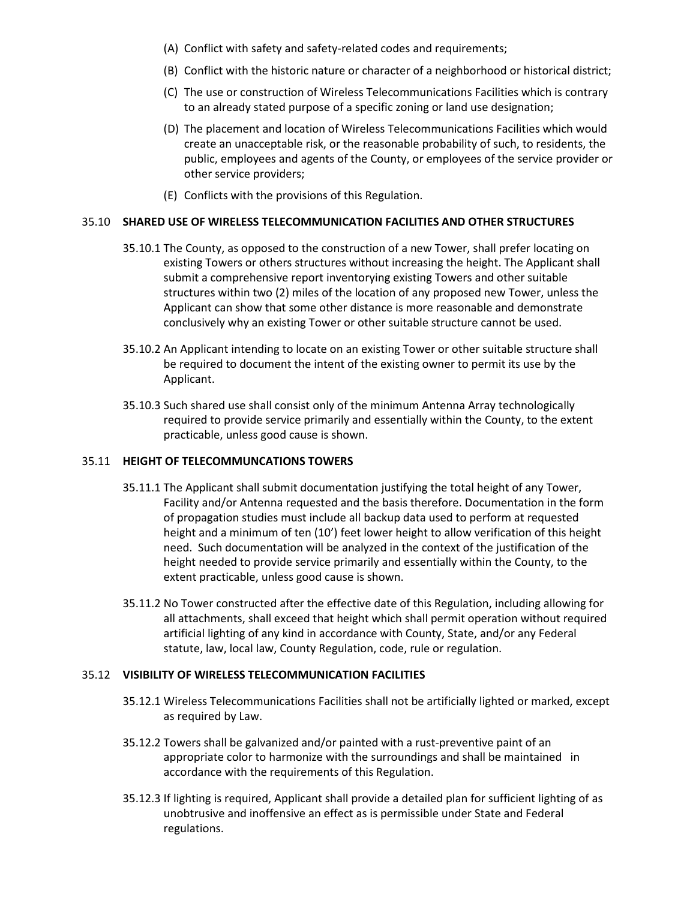(A) Conflict with safety and safety-related codes and requirements;

(B) Conflict with the historic nature or character of a neighborhood or historical district;

(C) The use or construction of Wireless Telecommunications Facilities which is contrary to an already stated purpose of a specific zoning or land use designation;

(D) The placement and location of Wireless Telecommunications Facilities which would create an unacceptable risk, or the reasonable probability of such, to residents, the public, employees and agents of the County, or employees of the service provider or other service providers;

(E) Conflicts with the provisions of this Regulation.

## 35.10 SHARED USE OF WIRELESS TELECOMMUNICATION FACILITIES AND OTHER STRUCTURES

35.10.1 The County, as opposed to the construction of a new Tower, shall prefer locating on existing Towers or others structures without increasing the height. The Applicant shall submit a comprehensive report inventorying existing Towers and other suitable structures within two (2) miles of the location of any proposed new Tower, unless the Applicant can show that some other distance is more reasonable and demonstrate conclusively why an existing Tower or other suitable structure cannot be used.

35.10.2 An Applicant intending to locate on an existing Tower or other suitable structure shall be required to document the intent of the existing owner to permit its use by the Applicant.

35.10.3 Such shared use shall consist only of the minimum Antenna Array technologically required to provide service primarily and essentially within the County, to the extent practicable, unless good cause is shown.

## 35.11 HEIGHT OF TELECOMMUNCATIONS TOWERS

35.11.1 The Applicant shall submit documentation justifying the total height of any Tower, Facility and/or Antenna requested and the basis therefore. Documentation in the form of propagation studies must include all backup data used to perform at requested height and a minimum of ten (10') feet lower height to allow verification of this height need. Such documentation will be analyzed in the context of the justification of the height needed to provide service primarily and essentially within the County, to the extent practicable, unless good cause is shown.

35.11.2 No Tower constructed after the effective date of this Regulation, including allowing for all attachments, shall exceed that height which shall permit operation without required artificial lighting of any kind in accordance with County, State, and/or any Federal statute, law, local law, County Regulation, code, rule or regulation.

## 35.12 VISIBILITY OF WIRELESS TELECOMMUNICATION FACILITIES

35.12.1 Wireless Telecommunications Facilities shall not be artificially lighted or marked, except as required by Law.

35.12.2 Towers shall be galvanized and/or painted with a rust-preventive paint of an appropriate color to harmonize with the surroundings and shall be maintained in accordance with the requirements of this Regulation.

35.12.3 If lighting is required, Applicant shall provide a detailed plan for sufficient lighting of as unobtrusive and inoffensive an effect as is permissible under State and Federal regulations.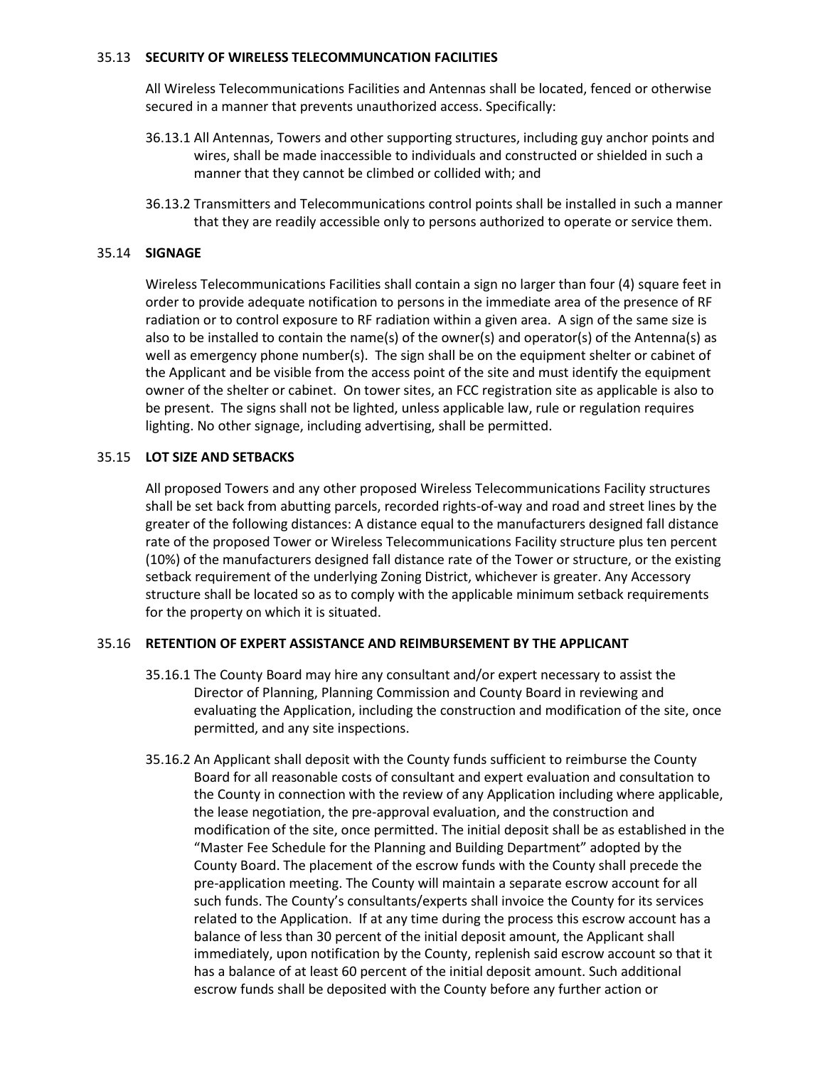### 35.13 SECURITY OF WIRELESS TELECOMMUNCATION FACILITIES

All Wireless Telecommunications Facilities and Antennas shall be located, fenced or otherwise secured in a manner that prevents unauthorized access. Specifically:

36.13.1 All Antennas, Towers and other supporting structures, including guy anchor points and wires, shall be made inaccessible to individuals and constructed or shielded in such a manner that they cannot be climbed or collided with; and

36.13.2 Transmitters and Telecommunications control points shall be installed in such a manner that they are readily accessible only to persons authorized to operate or service them.

### 35.14 SIGNAGE

Wireless Telecommunications Facilities shall contain a sign no larger than four (4) square feet in order to provide adequate notification to persons in the immediate area of the presence of RF radiation or to control exposure to RF radiation within a given area. A sign of the same size is also to be installed to contain the name(s) of the owner(s) and operator(s) of the Antenna(s) as well as emergency phone number(s). The sign shall be on the equipment shelter or cabinet of the Applicant and be visible from the access point of the site and must identify the equipment owner of the shelter or cabinet. On tower sites, an FCC registration site as applicable is also to be present. The signs shall not be lighted, unless applicable law, rule or regulation requires lighting. No other signage, including advertising, shall be permitted.

### 35.15 LOT SIZE AND SETBACKS

All proposed Towers and any other proposed Wireless Telecommunications Facility structures shall be set back from abutting parcels, recorded rights-of-way and road and street lines by the greater of the following distances: A distance equal to the manufacturers designed fall distance rate of the proposed Tower or Wireless Telecommunications Facility structure plus ten percent (10%) of the manufacturers designed fall distance rate of the Tower or structure, or the existing setback requirement of the underlying Zoning District, whichever is greater. Any Accessory structure shall be located so as to comply with the applicable minimum setback requirements for the property on which it is situated.

### 35.16 RETENTION OF EXPERT ASSISTANCE AND REIMBURSEMENT BY THE APPLICANT

35.16.1 The County Board may hire any consultant and/or expert necessary to assist the Director of Planning, Planning Commission and County Board in reviewing and evaluating the Application, including the construction and modification of the site, once permitted, and any site inspections.

35.16.2 An Applicant shall deposit with the County funds sufficient to reimburse the County Board for all reasonable costs of consultant and expert evaluation and consultation to the County in connection with the review of any Application including where applicable, the lease negotiation, the pre-approval evaluation, and the construction and modification of the site, once permitted. The initial deposit shall be as established in the "Master Fee Schedule for the Planning and Building Department" adopted by the County Board. The placement of the escrow funds with the County shall precede the pre-application meeting. The County will maintain a separate escrow account for all such funds. The County's consultants/experts shall invoice the County for its services related to the Application. If at any time during the process this escrow account has a balance of less than 30 percent of the initial deposit amount, the Applicant shall immediately, upon notification by the County, replenish said escrow account so that it has a balance of at least 60 percent of the initial deposit amount. Such additional escrow funds shall be deposited with the County before any further action or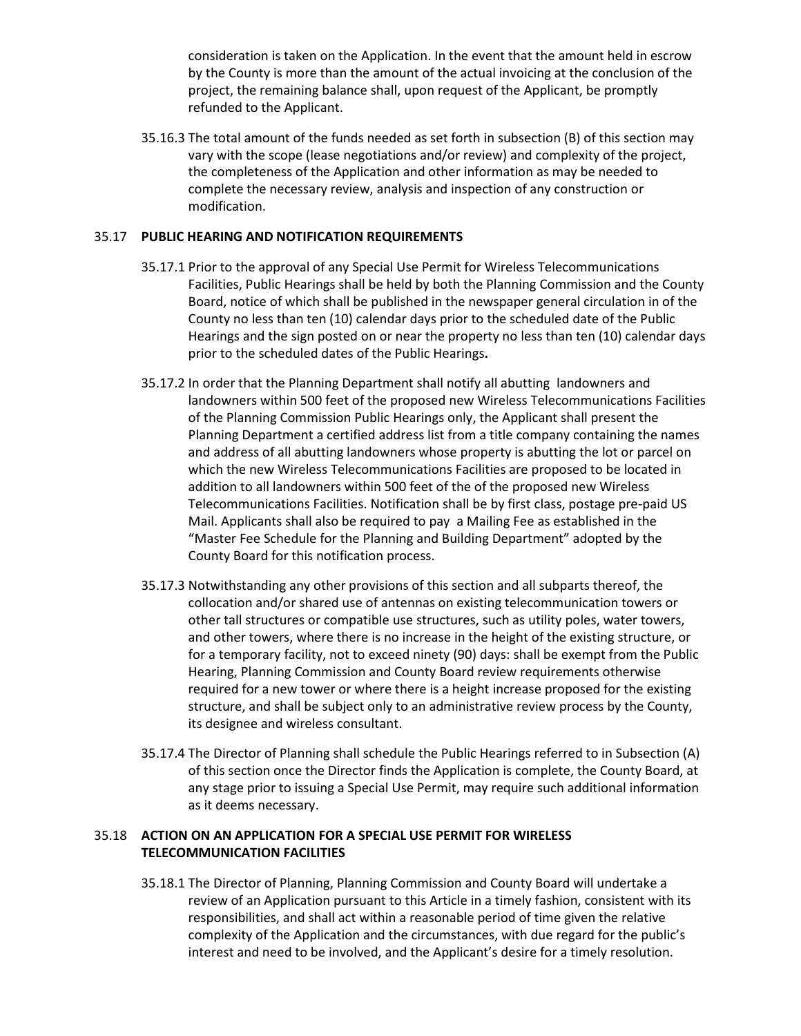consideration is taken on the Application. In the event that the amount held in escrow by the County is more than the amount of the actual invoicing at the conclusion of the project, the remaining balance shall, upon request of the Applicant, be promptly refunded to the Applicant.

35.16.3 The total amount of the funds needed as set forth in subsection (B) of this section may vary with the scope (lease negotiations and/or review) and complexity of the project, the completeness of the Application and other information as may be needed to complete the necessary review, analysis and inspection of any construction or modification.

### 35.17 PUBLIC HEARING AND NOTIFICATION REQUIREMENTS

35.17.1 Prior to the approval of any Special Use Permit for Wireless Telecommunications Facilities, Public Hearings shall be held by both the Planning Commission and the County Board, notice of which shall be published in the newspaper general circulation in of the County no less than ten (10) calendar days prior to the scheduled date of the Public Hearings and the sign posted on or near the property no less than ten (10) calendar days prior to the scheduled dates of the Public Hearings**.**

35.17.2 In order that the Planning Department shall notify all abutting landowners and landowners within 500 feet of the proposed new Wireless Telecommunications Facilities of the Planning Commission Public Hearings only, the Applicant shall present the Planning Department a certified address list from a title company containing the names and address of all abutting landowners whose property is abutting the lot or parcel on which the new Wireless Telecommunications Facilities are proposed to be located in addition to all landowners within 500 feet of the of the proposed new Wireless Telecommunications Facilities. Notification shall be by first class, postage pre-paid US Mail. Applicants shall also be required to pay a Mailing Fee as established in the "Master Fee Schedule for the Planning and Building Department" adopted by the County Board for this notification process.

35.17.3 Notwithstanding any other provisions of this section and all subparts thereof, the collocation and/or shared use of antennas on existing telecommunication towers or other tall structures or compatible use structures, such as utility poles, water towers, and other towers, where there is no increase in the height of the existing structure, or for a temporary facility, not to exceed ninety (90) days: shall be exempt from the Public Hearing, Planning Commission and County Board review requirements otherwise required for a new tower or where there is a height increase proposed for the existing structure, and shall be subject only to an administrative review process by the County, its designee and wireless consultant.

35.17.4 The Director of Planning shall schedule the Public Hearings referred to in Subsection (A) of this section once the Director finds the Application is complete, the County Board, at any stage prior to issuing a Special Use Permit, may require such additional information as it deems necessary.

### 35.18 ACTION ON AN APPLICATION FOR A SPECIAL USE PERMIT FOR WIRELESS TELECOMMUNICATION FACILITIES

35.18.1 The Director of Planning, Planning Commission and County Board will undertake a review of an Application pursuant to this Article in a timely fashion, consistent with its responsibilities, and shall act within a reasonable period of time given the relative complexity of the Application and the circumstances, with due regard for the public's interest and need to be involved, and the Applicant's desire for a timely resolution.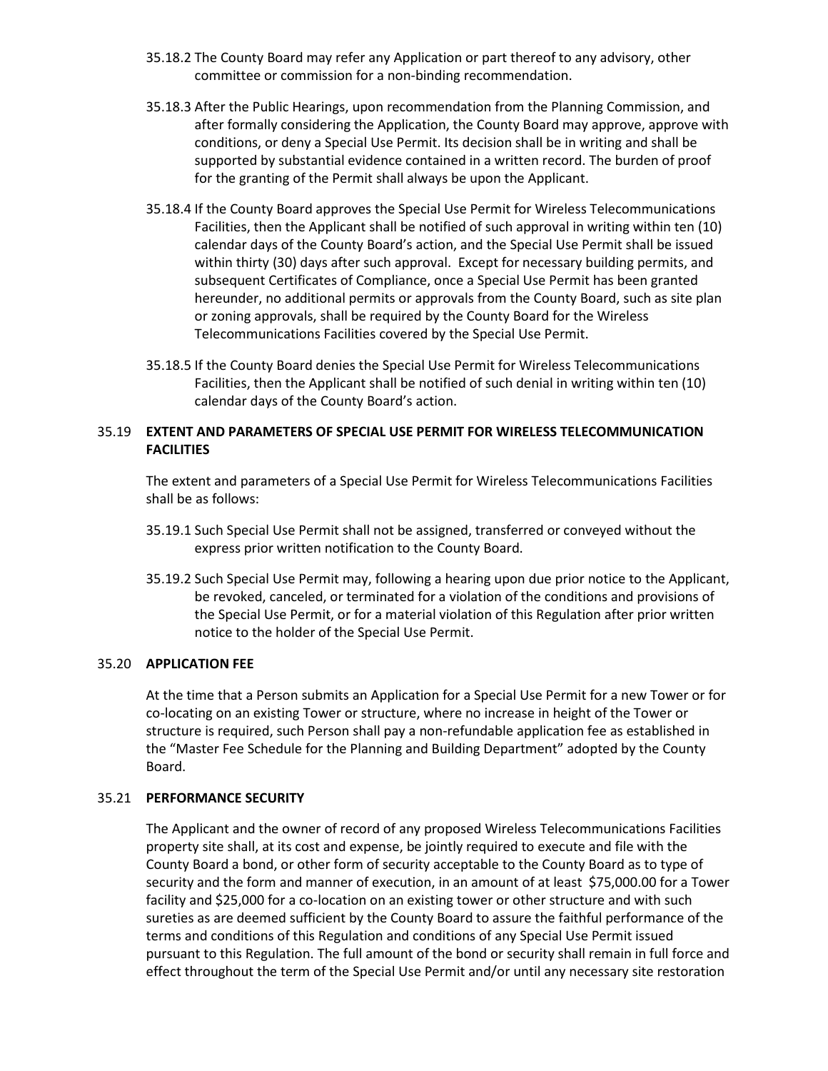35.18.2 The County Board may refer any Application or part thereof to any advisory, other committee or commission for a non-binding recommendation.

35.18.3 After the Public Hearings, upon recommendation from the Planning Commission, and after formally considering the Application, the County Board may approve, approve with conditions, or deny a Special Use Permit. Its decision shall be in writing and shall be supported by substantial evidence contained in a written record. The burden of proof for the granting of the Permit shall always be upon the Applicant.

35.18.4 If the County Board approves the Special Use Permit for Wireless Telecommunications Facilities, then the Applicant shall be notified of such approval in writing within ten (10) calendar days of the County Board's action, and the Special Use Permit shall be issued within thirty (30) days after such approval. Except for necessary building permits, and subsequent Certificates of Compliance, once a Special Use Permit has been granted hereunder, no additional permits or approvals from the County Board, such as site plan or zoning approvals, shall be required by the County Board for the Wireless Telecommunications Facilities covered by the Special Use Permit.

35.18.5 If the County Board denies the Special Use Permit for Wireless Telecommunications Facilities, then the Applicant shall be notified of such denial in writing within ten (10) calendar days of the County Board's action.

## 35.19 EXTENT AND PARAMETERS OF SPECIAL USE PERMIT FOR WIRELESS TELECOMMUNICATION FACILITIES

The extent and parameters of a Special Use Permit for Wireless Telecommunications Facilities shall be as follows:

35.19.1 Such Special Use Permit shall not be assigned, transferred or conveyed without the express prior written notification to the County Board.

35.19.2 Such Special Use Permit may, following a hearing upon due prior notice to the Applicant, be revoked, canceled, or terminated for a violation of the conditions and provisions of the Special Use Permit, or for a material violation of this Regulation after prior written notice to the holder of the Special Use Permit.

## 35.20 APPLICATION FEE

At the time that a Person submits an Application for a Special Use Permit for a new Tower or for co-locating on an existing Tower or structure, where no increase in height of the Tower or structure is required, such Person shall pay a non-refundable application fee as established in the "Master Fee Schedule for the Planning and Building Department" adopted by the County Board.

## 35.21 PERFORMANCE SECURITY

The Applicant and the owner of record of any proposed Wireless Telecommunications Facilities property site shall, at its cost and expense, be jointly required to execute and file with the County Board a bond, or other form of security acceptable to the County Board as to type of security and the form and manner of execution, in an amount of at least $75,000.00 for a Tower facility and $25,000 for a co-location on an existing tower or other structure and with such sureties as are deemed sufficient by the County Board to assure the faithful performance of the terms and conditions of this Regulation and conditions of any Special Use Permit issued pursuant to this Regulation. The full amount of the bond or security shall remain in full force and effect throughout the term of the Special Use Permit and/or until any necessary site restoration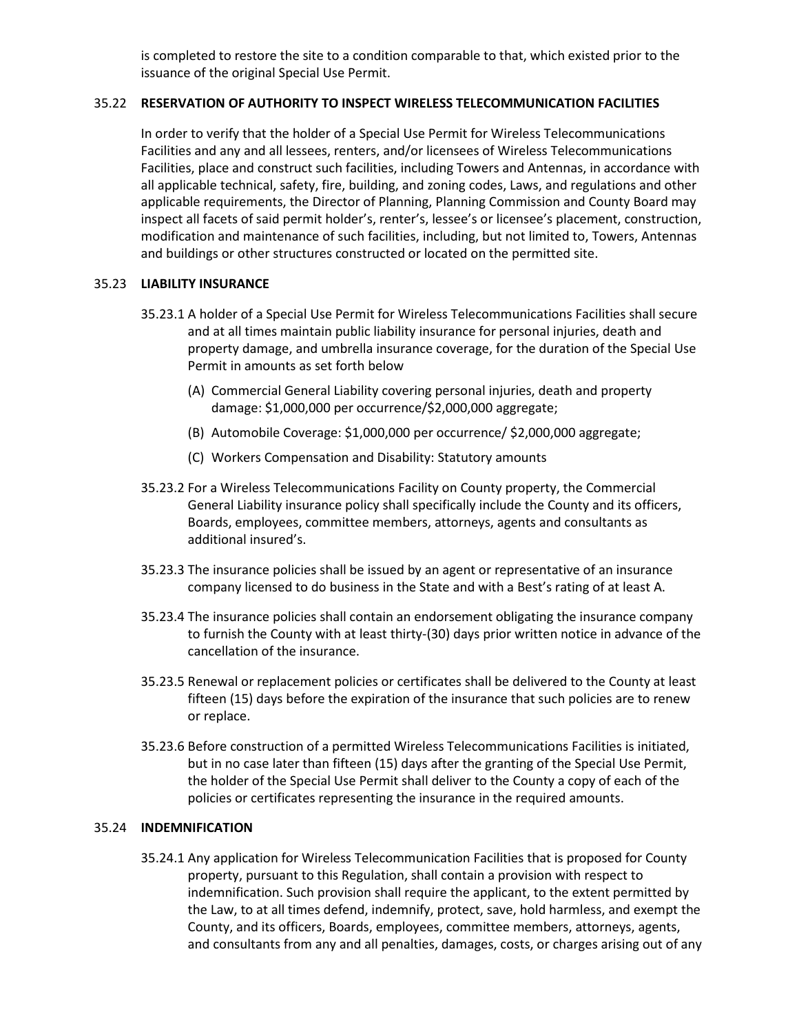is completed to restore the site to a condition comparable to that, which existed prior to the issuance of the original Special Use Permit.

### 35.22 RESERVATION OF AUTHORITY TO INSPECT WIRELESS TELECOMMUNICATION FACILITIES

In order to verify that the holder of a Special Use Permit for Wireless Telecommunications Facilities and any and all lessees, renters, and/or licensees of Wireless Telecommunications Facilities, place and construct such facilities, including Towers and Antennas, in accordance with all applicable technical, safety, fire, building, and zoning codes, Laws, and regulations and other applicable requirements, the Director of Planning, Planning Commission and County Board may inspect all facets of said permit holder's, renter's, lessee's or licensee's placement, construction, modification and maintenance of such facilities, including, but not limited to, Towers, Antennas and buildings or other structures constructed or located on the permitted site.

### 35.23 LIABILITY INSURANCE

35.23.1 A holder of a Special Use Permit for Wireless Telecommunications Facilities shall secure and at all times maintain public liability insurance for personal injuries, death and property damage, and umbrella insurance coverage, for the duration of the Special Use Permit in amounts as set forth below

- (A) Commercial General Liability covering personal injuries, death and property damage: $1,000,000 per occurrence/$2,000,000 aggregate;
- (B) Automobile Coverage: $1,000,000 per occurrence/ $2,000,000 aggregate;
- (C) Workers Compensation and Disability: Statutory amounts

35.23.2 For a Wireless Telecommunications Facility on County property, the Commercial General Liability insurance policy shall specifically include the County and its officers, Boards, employees, committee members, attorneys, agents and consultants as additional insured's.

35.23.3 The insurance policies shall be issued by an agent or representative of an insurance company licensed to do business in the State and with a Best's rating of at least A.

35.23.4 The insurance policies shall contain an endorsement obligating the insurance company to furnish the County with at least thirty-(30) days prior written notice in advance of the cancellation of the insurance.

35.23.5 Renewal or replacement policies or certificates shall be delivered to the County at least fifteen (15) days before the expiration of the insurance that such policies are to renew or replace.

35.23.6 Before construction of a permitted Wireless Telecommunications Facilities is initiated, but in no case later than fifteen (15) days after the granting of the Special Use Permit, the holder of the Special Use Permit shall deliver to the County a copy of each of the policies or certificates representing the insurance in the required amounts.

### 35.24 INDEMNIFICATION

35.24.1 Any application for Wireless Telecommunication Facilities that is proposed for County property, pursuant to this Regulation, shall contain a provision with respect to indemnification. Such provision shall require the applicant, to the extent permitted by the Law, to at all times defend, indemnify, protect, save, hold harmless, and exempt the County, and its officers, Boards, employees, committee members, attorneys, agents, and consultants from any and all penalties, damages, costs, or charges arising out of any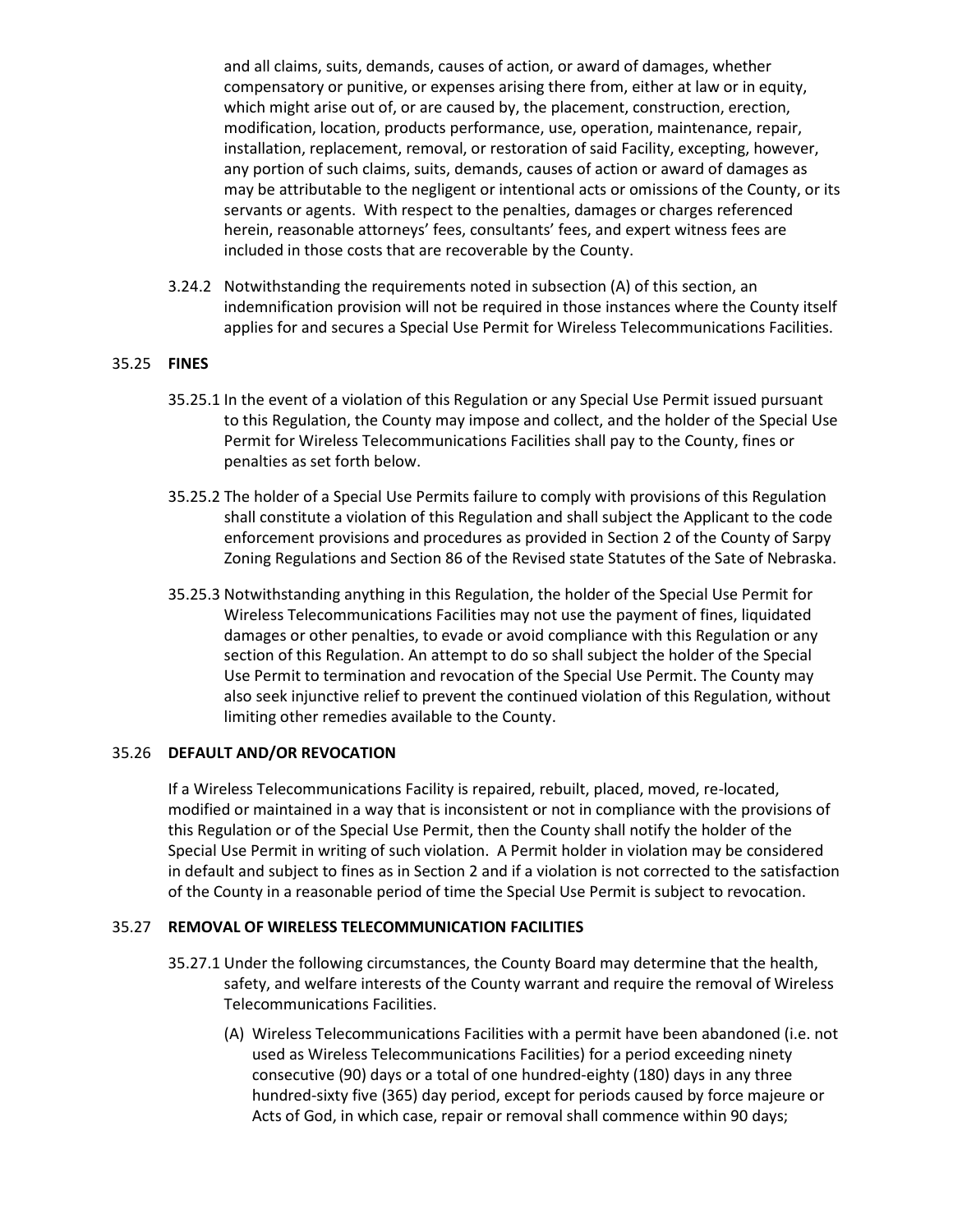and all claims, suits, demands, causes of action, or award of damages, whether compensatory or punitive, or expenses arising there from, either at law or in equity, which might arise out of, or are caused by, the placement, construction, erection, modification, location, products performance, use, operation, maintenance, repair, installation, replacement, removal, or restoration of said Facility, excepting, however, any portion of such claims, suits, demands, causes of action or award of damages as may be attributable to the negligent or intentional acts or omissions of the County, or its servants or agents. With respect to the penalties, damages or charges referenced herein, reasonable attorneys' fees, consultants' fees, and expert witness fees are included in those costs that are recoverable by the County.

3.24.2 Notwithstanding the requirements noted in subsection (A) of this section, an indemnification provision will not be required in those instances where the County itself applies for and secures a Special Use Permit for Wireless Telecommunications Facilities.

## 35.25 **FINES**

35.25.1 In the event of a violation of this Regulation or any Special Use Permit issued pursuant to this Regulation, the County may impose and collect, and the holder of the Special Use Permit for Wireless Telecommunications Facilities shall pay to the County, fines or penalties as set forth below.

35.25.2 The holder of a Special Use Permits failure to comply with provisions of this Regulation shall constitute a violation of this Regulation and shall subject the Applicant to the code enforcement provisions and procedures as provided in Section 2 of the County of Sarpy Zoning Regulations and Section 86 of the Revised state Statutes of the Sate of Nebraska.

35.25.3 Notwithstanding anything in this Regulation, the holder of the Special Use Permit for Wireless Telecommunications Facilities may not use the payment of fines, liquidated damages or other penalties, to evade or avoid compliance with this Regulation or any section of this Regulation. An attempt to do so shall subject the holder of the Special Use Permit to termination and revocation of the Special Use Permit. The County may also seek injunctive relief to prevent the continued violation of this Regulation, without limiting other remedies available to the County.

## 35.26 **DEFAULT AND/OR REVOCATION**

If a Wireless Telecommunications Facility is repaired, rebuilt, placed, moved, re-located, modified or maintained in a way that is inconsistent or not in compliance with the provisions of this Regulation or of the Special Use Permit, then the County shall notify the holder of the Special Use Permit in writing of such violation. A Permit holder in violation may be considered in default and subject to fines as in Section 2 and if a violation is not corrected to the satisfaction of the County in a reasonable period of time the Special Use Permit is subject to revocation.

## 35.27 **REMOVAL OF WIRELESS TELECOMMUNICATION FACILITIES**

35.27.1 Under the following circumstances, the County Board may determine that the health, safety, and welfare interests of the County warrant and require the removal of Wireless Telecommunications Facilities.

(A) Wireless Telecommunications Facilities with a permit have been abandoned (i.e. not used as Wireless Telecommunications Facilities) for a period exceeding ninety consecutive (90) days or a total of one hundred-eighty (180) days in any three hundred-sixty five (365) day period, except for periods caused by force majeure or Acts of God, in which case, repair or removal shall commence within 90 days;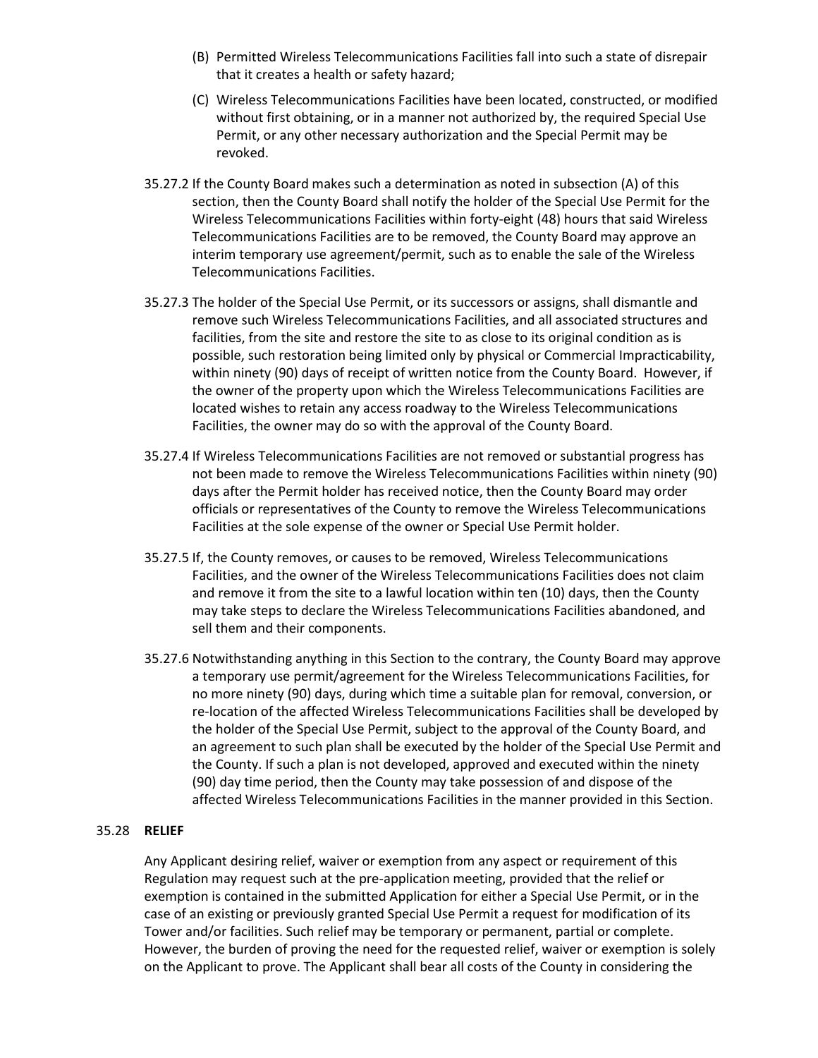(B) Permitted Wireless Telecommunications Facilities fall into such a state of disrepair that it creates a health or safety hazard;

(C) Wireless Telecommunications Facilities have been located, constructed, or modified without first obtaining, or in a manner not authorized by, the required Special Use Permit, or any other necessary authorization and the Special Permit may be revoked.

35.27.2 If the County Board makes such a determination as noted in subsection (A) of this section, then the County Board shall notify the holder of the Special Use Permit for the Wireless Telecommunications Facilities within forty-eight (48) hours that said Wireless Telecommunications Facilities are to be removed, the County Board may approve an interim temporary use agreement/permit, such as to enable the sale of the Wireless Telecommunications Facilities.

35.27.3 The holder of the Special Use Permit, or its successors or assigns, shall dismantle and remove such Wireless Telecommunications Facilities, and all associated structures and facilities, from the site and restore the site to as close to its original condition as is possible, such restoration being limited only by physical or Commercial Impracticability, within ninety (90) days of receipt of written notice from the County Board. However, if the owner of the property upon which the Wireless Telecommunications Facilities are located wishes to retain any access roadway to the Wireless Telecommunications Facilities, the owner may do so with the approval of the County Board.

35.27.4 If Wireless Telecommunications Facilities are not removed or substantial progress has not been made to remove the Wireless Telecommunications Facilities within ninety (90) days after the Permit holder has received notice, then the County Board may order officials or representatives of the County to remove the Wireless Telecommunications Facilities at the sole expense of the owner or Special Use Permit holder.

35.27.5 If, the County removes, or causes to be removed, Wireless Telecommunications Facilities, and the owner of the Wireless Telecommunications Facilities does not claim and remove it from the site to a lawful location within ten (10) days, then the County may take steps to declare the Wireless Telecommunications Facilities abandoned, and sell them and their components.

35.27.6 Notwithstanding anything in this Section to the contrary, the County Board may approve a temporary use permit/agreement for the Wireless Telecommunications Facilities, for no more ninety (90) days, during which time a suitable plan for removal, conversion, or re-location of the affected Wireless Telecommunications Facilities shall be developed by the holder of the Special Use Permit, subject to the approval of the County Board, and an agreement to such plan shall be executed by the holder of the Special Use Permit and the County. If such a plan is not developed, approved and executed within the ninety (90) day time period, then the County may take possession of and dispose of the affected Wireless Telecommunications Facilities in the manner provided in this Section.

## 35.28 **RELIEF**

Any Applicant desiring relief, waiver or exemption from any aspect or requirement of this Regulation may request such at the pre-application meeting, provided that the relief or exemption is contained in the submitted Application for either a Special Use Permit, or in the case of an existing or previously granted Special Use Permit a request for modification of its Tower and/or facilities. Such relief may be temporary or permanent, partial or complete. However, the burden of proving the need for the requested relief, waiver or exemption is solely on the Applicant to prove. The Applicant shall bear all costs of the County in considering the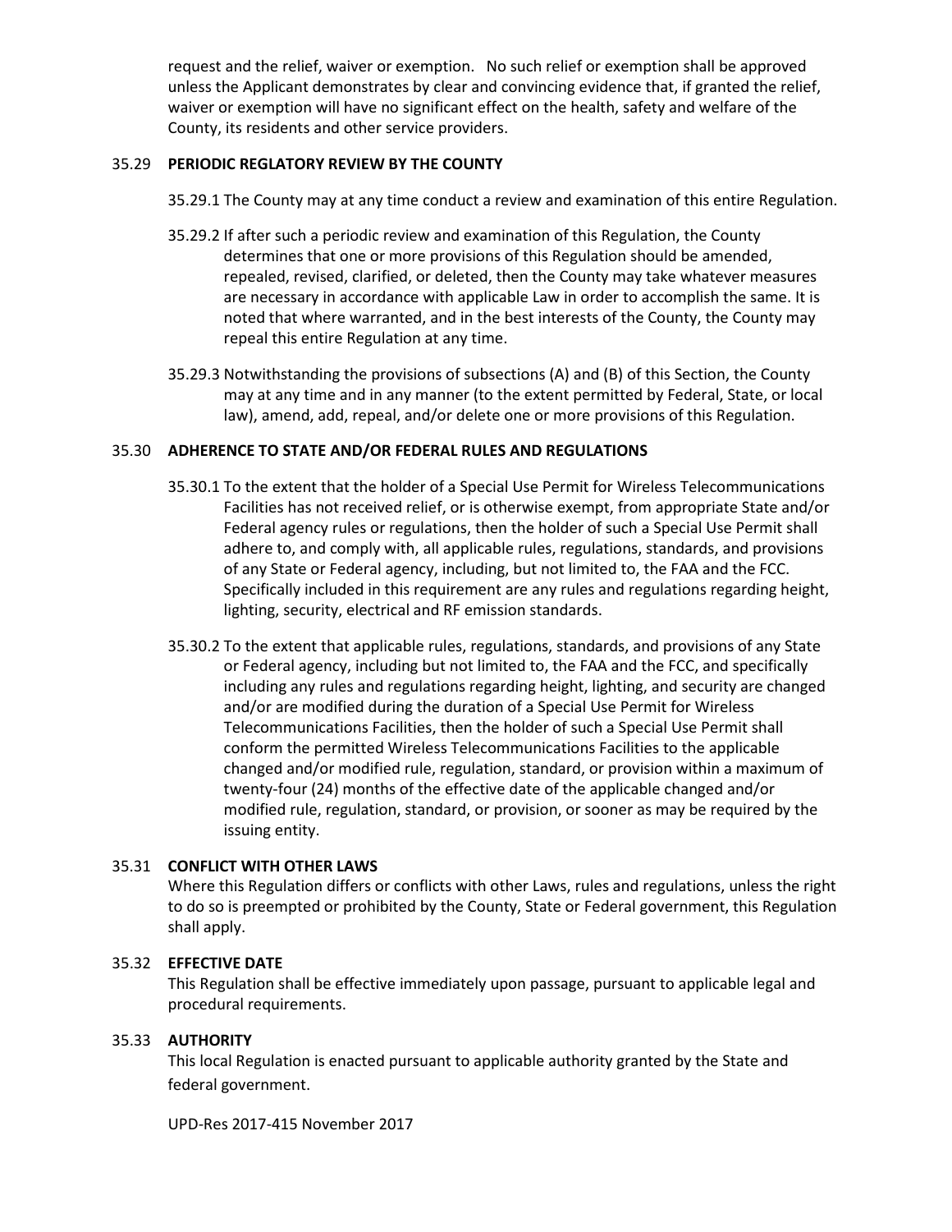request and the relief, waiver or exemption. No such relief or exemption shall be approved unless the Applicant demonstrates by clear and convincing evidence that, if granted the relief, waiver or exemption will have no significant effect on the health, safety and welfare of the County, its residents and other service providers.

## 35.29 PERIODIC REGLATORY REVIEW BY THE COUNTY

35.29.1 The County may at any time conduct a review and examination of this entire Regulation.

35.29.2 If after such a periodic review and examination of this Regulation, the County determines that one or more provisions of this Regulation should be amended, repealed, revised, clarified, or deleted, then the County may take whatever measures are necessary in accordance with applicable Law in order to accomplish the same. It is noted that where warranted, and in the best interests of the County, the County may repeal this entire Regulation at any time.

35.29.3 Notwithstanding the provisions of subsections (A) and (B) of this Section, the County may at any time and in any manner (to the extent permitted by Federal, State, or local law), amend, add, repeal, and/or delete one or more provisions of this Regulation.

## 35.30 ADHERENCE TO STATE AND/OR FEDERAL RULES AND REGULATIONS

35.30.1 To the extent that the holder of a Special Use Permit for Wireless Telecommunications Facilities has not received relief, or is otherwise exempt, from appropriate State and/or Federal agency rules or regulations, then the holder of such a Special Use Permit shall adhere to, and comply with, all applicable rules, regulations, standards, and provisions of any State or Federal agency, including, but not limited to, the FAA and the FCC. Specifically included in this requirement are any rules and regulations regarding height, lighting, security, electrical and RF emission standards.

35.30.2 To the extent that applicable rules, regulations, standards, and provisions of any State or Federal agency, including but not limited to, the FAA and the FCC, and specifically including any rules and regulations regarding height, lighting, and security are changed and/or are modified during the duration of a Special Use Permit for Wireless Telecommunications Facilities, then the holder of such a Special Use Permit shall conform the permitted Wireless Telecommunications Facilities to the applicable changed and/or modified rule, regulation, standard, or provision within a maximum of twenty-four (24) months of the effective date of the applicable changed and/or modified rule, regulation, standard, or provision, or sooner as may be required by the issuing entity.

## 35.31 CONFLICT WITH OTHER LAWS

Where this Regulation differs or conflicts with other Laws, rules and regulations, unless the right to do so is preempted or prohibited by the County, State or Federal government, this Regulation shall apply.

## 35.32 EFFECTIVE DATE

This Regulation shall be effective immediately upon passage, pursuant to applicable legal and procedural requirements.

## 35.33 AUTHORITY

This local Regulation is enacted pursuant to applicable authority granted by the State and federal government.

UPD-Res 2017-415 November 2017